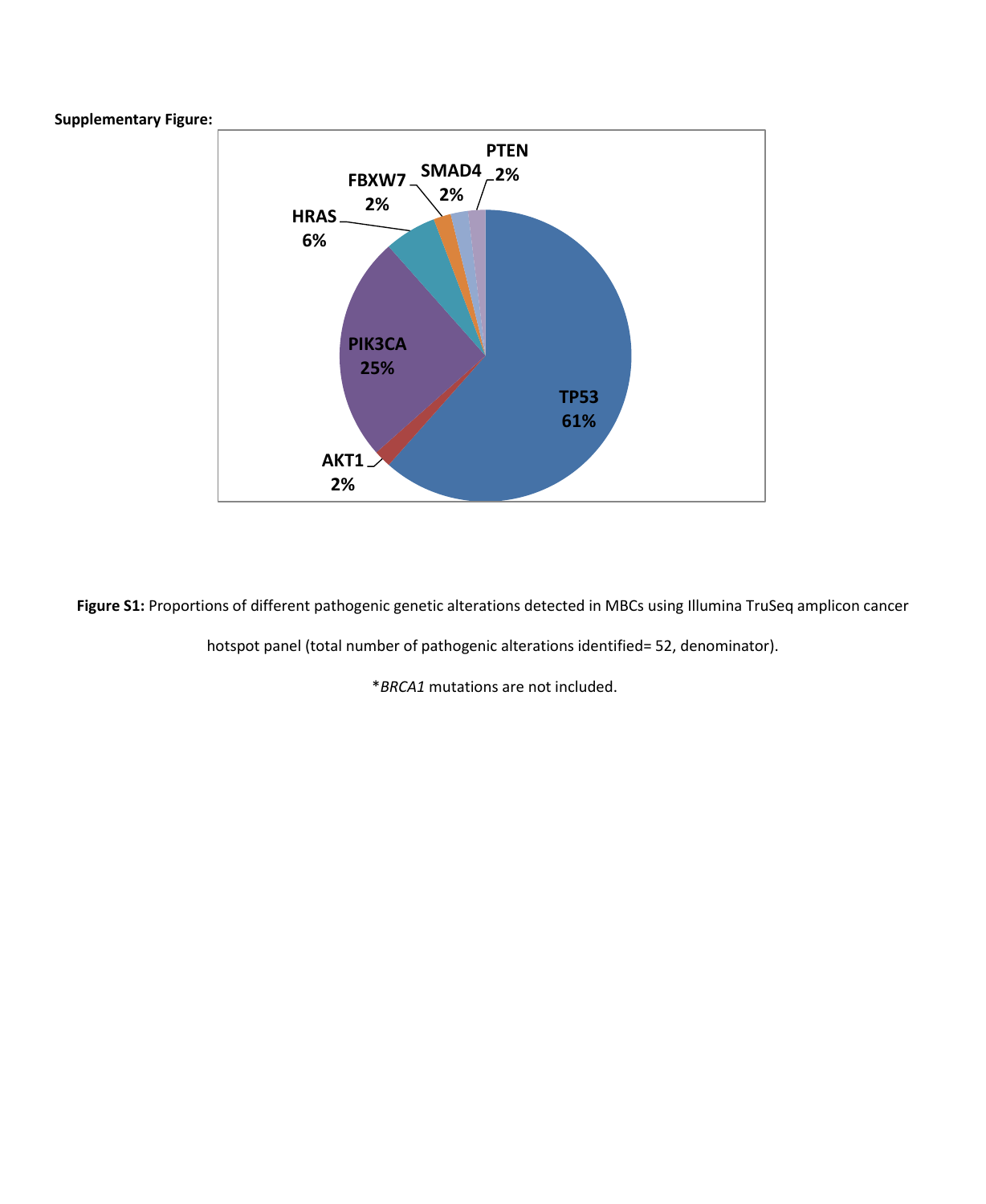**Supplementary Figure:**

**Figure S1:** Proportions of different pathogenic genetic alterations detected in MBCs using Illumina TruSeq amplicon cancer hotspot panel (total number of pathogenic alterations identified= 52, denominator).

*BRCA1* mutations are not included.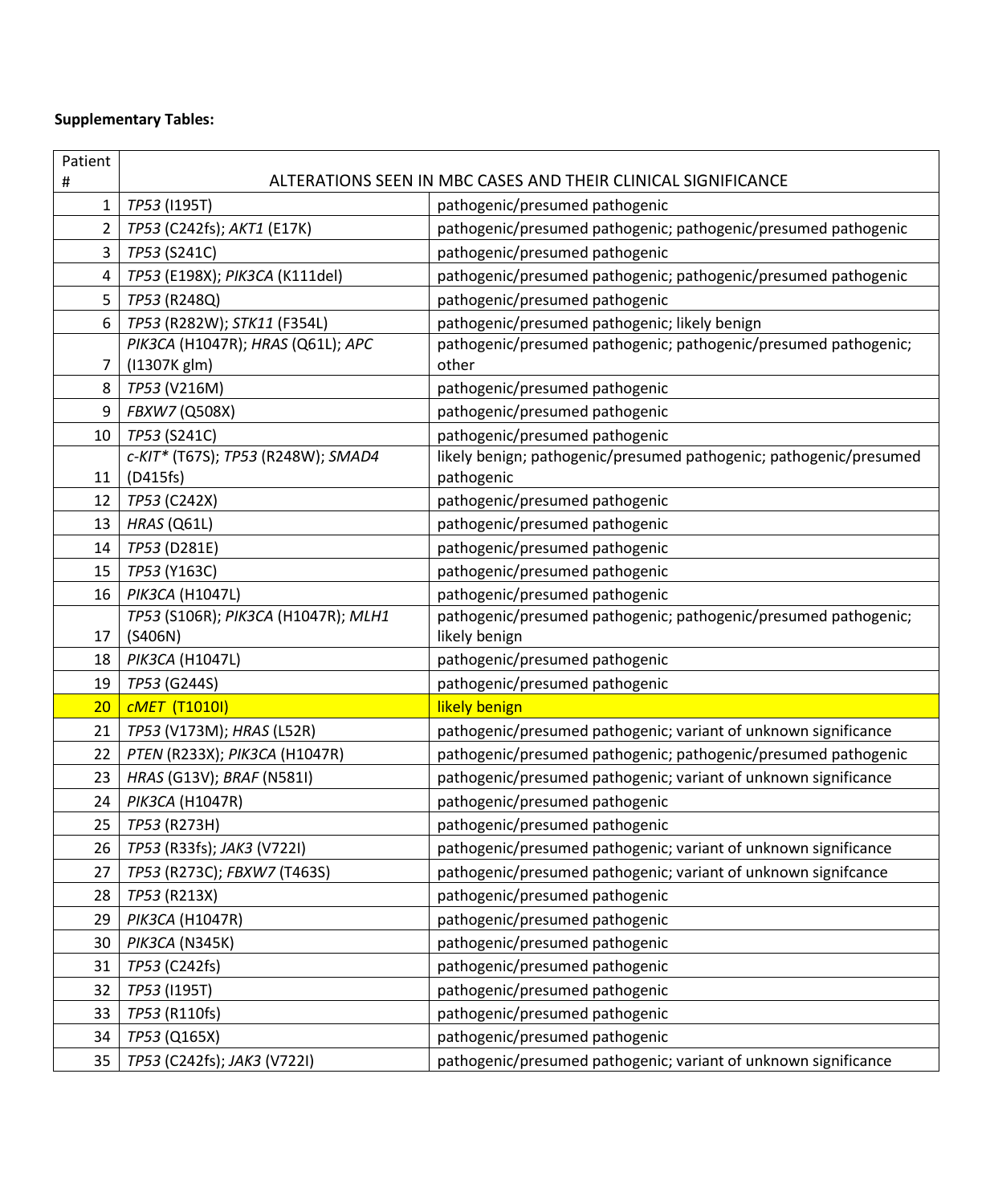**Supplementary Tables:**

| Patient # | ALTERATIONS SEEN IN MBC CASES AND THEIR CLINICAL SIGNIFICANCE | |
|---|---|---|
| 1 | *TP53* (I195T) | pathogenic/presumed pathogenic |
| 2 | *TP53* (C242fs); *AKT1* (E17K) | pathogenic/presumed pathogenic; pathogenic/presumed pathogenic |
| 3 | *TP53* (S241C) | pathogenic/presumed pathogenic |
| 4 | *TP53* (E198X); *PIK3CA* (K111del) | pathogenic/presumed pathogenic; pathogenic/presumed pathogenic |
| 5 | *TP53* (R248Q) | pathogenic/presumed pathogenic |
| 6 | *TP53* (R282W); *STK11* (F354L) | pathogenic/presumed pathogenic; likely benign |
| 7 | *PIK3CA* (H1047R); *HRAS* (Q61L); *APC* (I1307K glm) | pathogenic/presumed pathogenic; pathogenic/presumed pathogenic; other |
| 8 | *TP53* (V216M) | pathogenic/presumed pathogenic |
| 9 | *FBXW7* (Q508X) | pathogenic/presumed pathogenic |
| 10 | *TP53* (S241C) | pathogenic/presumed pathogenic |
| 11 | *c-KIT** (T67S); *TP53* (R248W); *SMAD4* (D415fs) | likely benign; pathogenic/presumed pathogenic; pathogenic/presumed pathogenic |
| 12 | *TP53* (C242X) | pathogenic/presumed pathogenic |
| 13 | *HRAS* (Q61L) | pathogenic/presumed pathogenic |
| 14 | *TP53* (D281E) | pathogenic/presumed pathogenic |
| 15 | *TP53* (Y163C) | pathogenic/presumed pathogenic |
| 16 | *PIK3CA* (H1047L) | pathogenic/presumed pathogenic |
| 17 | *TP53* (S106R); *PIK3CA* (H1047R); *MLH1* (S406N) | pathogenic/presumed pathogenic; pathogenic/presumed pathogenic; likely benign |
| 18 | *PIK3CA* (H1047L) | pathogenic/presumed pathogenic |
| 19 | *TP53* (G244S) | pathogenic/presumed pathogenic |
| 20 | *cMET* (T1010I) | likely benign |
| 21 | *TP53* (V173M); *HRAS* (L52R) | pathogenic/presumed pathogenic; variant of unknown significance |
| 22 | *PTEN* (R233X); *PIK3CA* (H1047R) | pathogenic/presumed pathogenic; pathogenic/presumed pathogenic |
| 23 | *HRAS* (G13V); *BRAF* (N581I) | pathogenic/presumed pathogenic; variant of unknown significance |
| 24 | *PIK3CA* (H1047R) | pathogenic/presumed pathogenic |
| 25 | *TP53* (R273H) | pathogenic/presumed pathogenic |
| 26 | *TP53* (R33fs); *JAK3* (V722I) | pathogenic/presumed pathogenic; variant of unknown significance |
| 27 | *TP53* (R273C); *FBXW7* (T463S) | pathogenic/presumed pathogenic; variant of unknown signifcance |
| 28 | *TP53* (R213X) | pathogenic/presumed pathogenic |
| 29 | *PIK3CA* (H1047R) | pathogenic/presumed pathogenic |
| 30 | *PIK3CA* (N345K) | pathogenic/presumed pathogenic |
| 31 | *TP53* (C242fs) | pathogenic/presumed pathogenic |
| 32 | *TP53* (I195T) | pathogenic/presumed pathogenic |
| 33 | *TP53* (R110fs) | pathogenic/presumed pathogenic |
| 34 | *TP53* (Q165X) | pathogenic/presumed pathogenic |
| 35 | *TP53* (C242fs); *JAK3* (V722I) | pathogenic/presumed pathogenic; variant of unknown significance |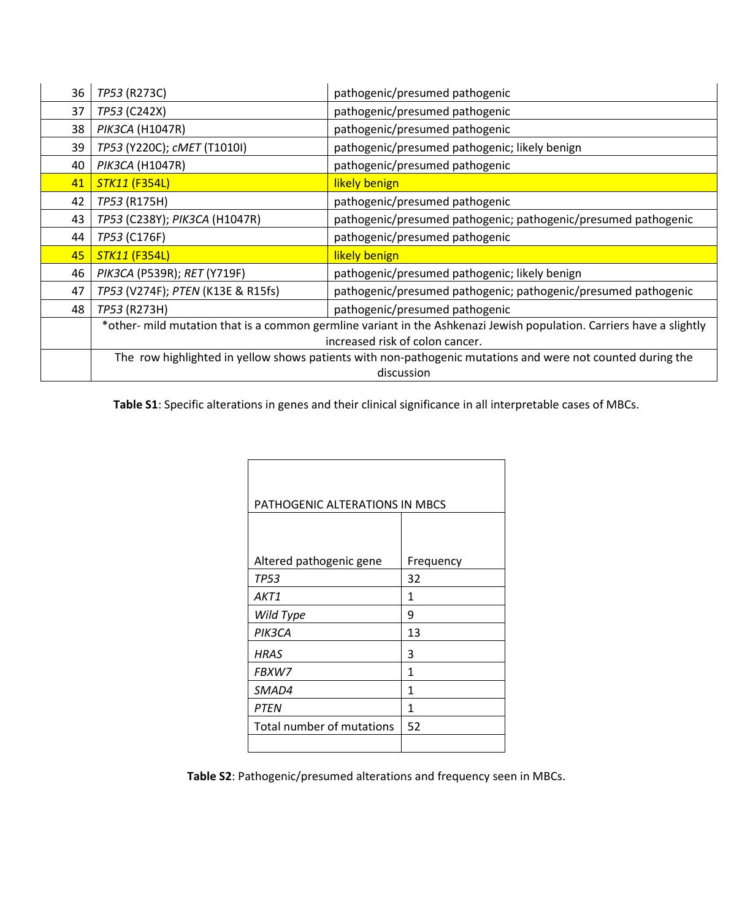| | | |
|---|---|---|
| 36 | *TP53* (R273C) | pathogenic/presumed pathogenic |
| 37 | *TP53* (C242X) | pathogenic/presumed pathogenic |
| 38 | *PIK3CA* (H1047R) | pathogenic/presumed pathogenic |
| 39 | *TP53* (Y220C); *cMET* (T1010I) | pathogenic/presumed pathogenic; likely benign |
| 40 | *PIK3CA* (H1047R) | pathogenic/presumed pathogenic |
| 41 | *STK11* (F354L) | likely benign |
| 42 | *TP53* (R175H) | pathogenic/presumed pathogenic |
| 43 | *TP53* (C238Y); *PIK3CA* (H1047R) | pathogenic/presumed pathogenic; pathogenic/presumed pathogenic |
| 44 | *TP53* (C176F) | pathogenic/presumed pathogenic |
| 45 | *STK11* (F354L) | likely benign |
| 46 | *PIK3CA* (P539R); *RET* (Y719F) | pathogenic/presumed pathogenic; likely benign |
| 47 | *TP53* (V274F); *PTEN* (K13E & R15fs) | pathogenic/presumed pathogenic; pathogenic/presumed pathogenic |
| 48 | *TP53* (R273H) | pathogenic/presumed pathogenic |
| | *other- mild mutation that is a common germline variant in the Ashkenazi Jewish population. Carriers have a slightly increased risk of colon cancer. | |
| | The row highlighted in yellow shows patients with non-pathogenic mutations and were not counted during the discussion | |

**Table S1**: Specific alterations in genes and their clinical significance in all interpretable cases of MBCs.

| PATHOGENIC ALTERATIONS IN MBCS | |
|---|---|
| Altered pathogenic gene | Frequency |
| *TP53* | 32 |
| *AKT1* | 1 |
| *Wild Type* | 9 |
| *PIK3CA* | 13 |
| *HRAS* | 3 |
| *FBXW7* | 1 |
| *SMAD4* | 1 |
| *PTEN* | 1 |
| Total number of mutations | 52 |
| | |

**Table S2**: Pathogenic/presumed alterations and frequency seen in MBCs.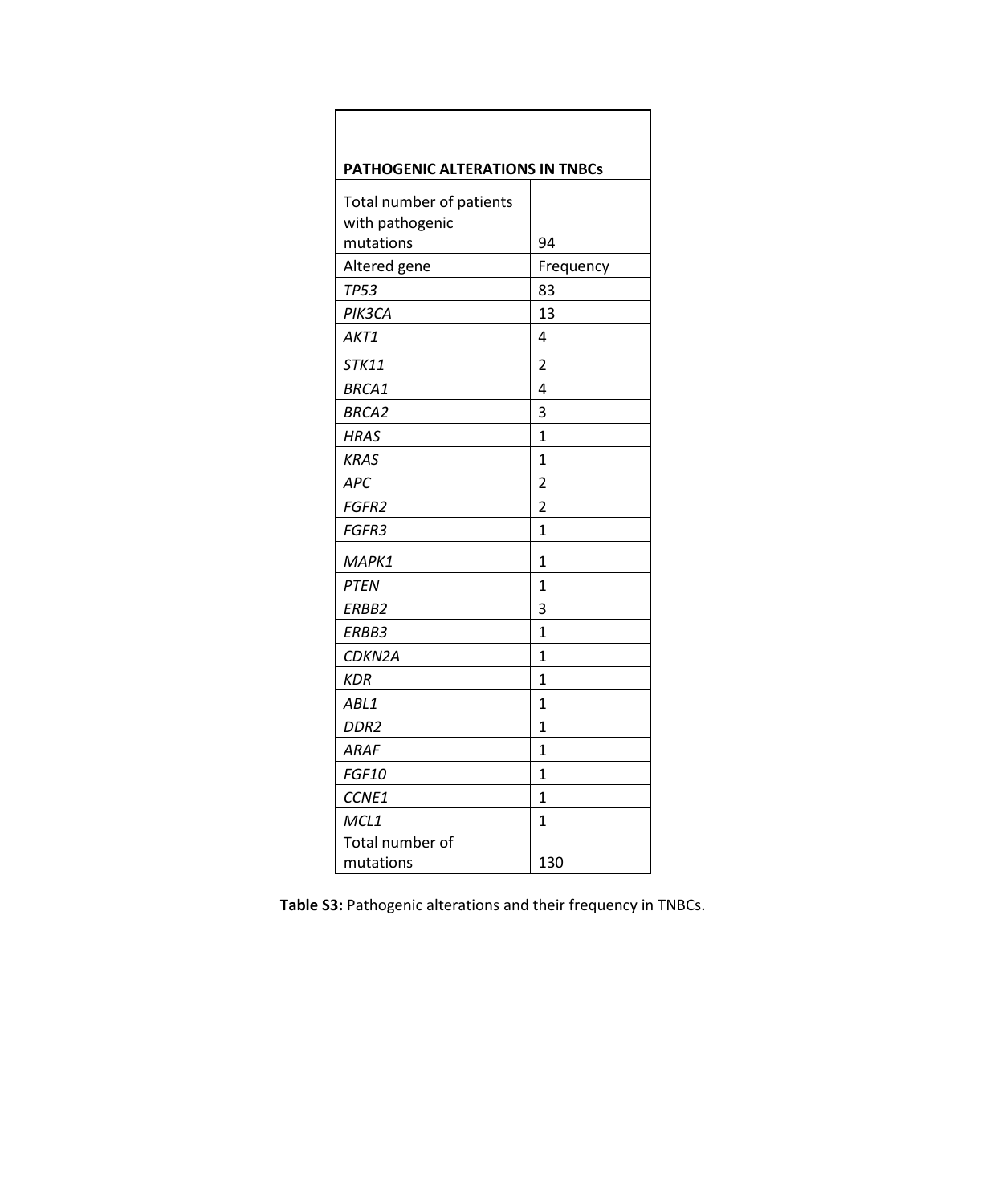| PATHOGENIC ALTERATIONS IN TNBCs | |
|---|---|
| Total number of patients with pathogenic mutations | 94 |
| Altered gene | Frequency |
| *TP53* | 83 |
| *PIK3CA* | 13 |
| *AKT1* | 4 |
| *STK11* | 2 |
| *BRCA1* | 4 |
| *BRCA2* | 3 |
| *HRAS* | 1 |
| *KRAS* | 1 |
| *APC* | 2 |
| *FGFR2* | 2 |
| *FGFR3* | 1 |
| *MAPK1* | 1 |
| *PTEN* | 1 |
| *ERBB2* | 3 |
| *ERBB3* | 1 |
| *CDKN2A* | 1 |
| *KDR* | 1 |
| *ABL1* | 1 |
| *DDR2* | 1 |
| *ARAF* | 1 |
| *FGF10* | 1 |
| *CCNE1* | 1 |
| *MCL1* | 1 |
| Total number of mutations | 130 |

**Table S3:** Pathogenic alterations and their frequency in TNBCs.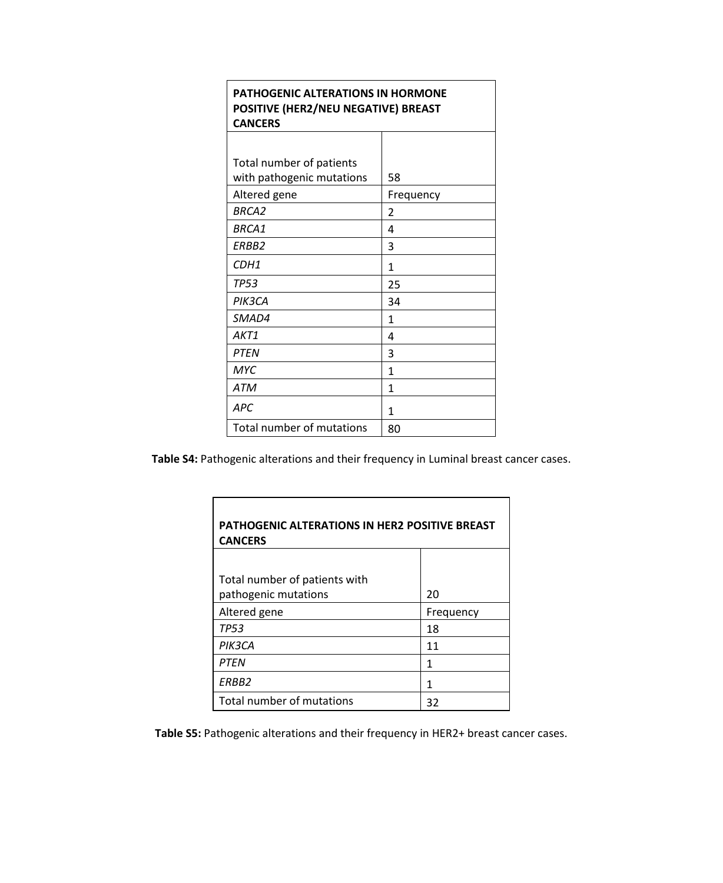| **PATHOGENIC ALTERATIONS IN HORMONE POSITIVE (HER2/NEU NEGATIVE) BREAST CANCERS** | |
|---|---|
| Total number of patients with pathogenic mutations | 58 |
| Altered gene | Frequency |
| *BRCA2* | 2 |
| *BRCA1* | 4 |
| *ERBB2* | 3 |
| *CDH1* | 1 |
| *TP53* | 25 |
| *PIK3CA* | 34 |
| *SMAD4* | 1 |
| *AKT1* | 4 |
| *PTEN* | 3 |
| *MYC* | 1 |
| *ATM* | 1 |
| *APC* | 1 |
| Total number of mutations | 80 |

**Table S4:** Pathogenic alterations and their frequency in Luminal breast cancer cases.

| **PATHOGENIC ALTERATIONS IN HER2 POSITIVE BREAST CANCERS** | |
|---|---|
| Total number of patients with pathogenic mutations | 20 |
| Altered gene | Frequency |
| *TP53* | 18 |
| *PIK3CA* | 11 |
| *PTEN* | 1 |
| *ERBB2* | 1 |
| Total number of mutations | 32 |

**Table S5:** Pathogenic alterations and their frequency in HER2+ breast cancer cases.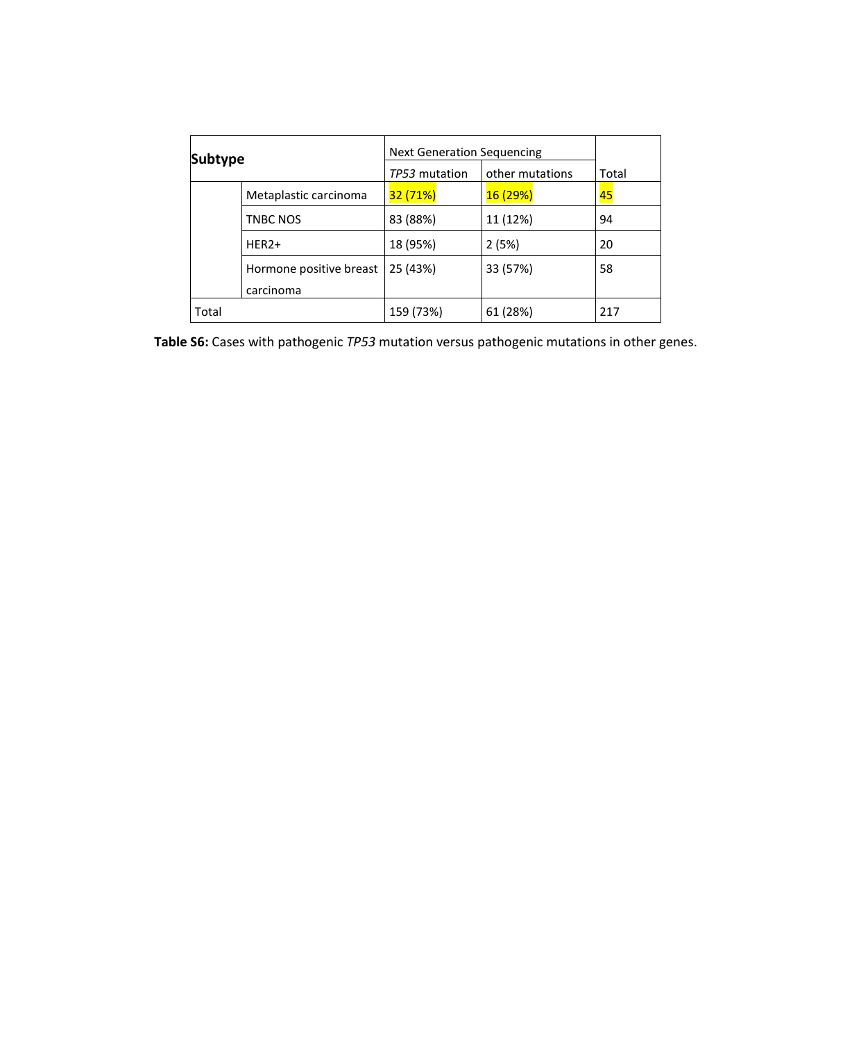| Subtype | | Next Generation Sequencing | | Total |
|---|---|---|---|---|
| | | *TP53* mutation | other mutations | |
| | Metaplastic carcinoma | 32 (71%) | 16 (29%) | 45 |
| | TNBC NOS | 83 (88%) | 11 (12%) | 94 |
| | HER2+ | 18 (95%) | 2 (5%) | 20 |
| | Hormone positive breast carcinoma | 25 (43%) | 33 (57%) | 58 |
| Total | | 159 (73%) | 61 (28%) | 217 |

**Table S6:** Cases with pathogenic *TP53* mutation versus pathogenic mutations in other genes.